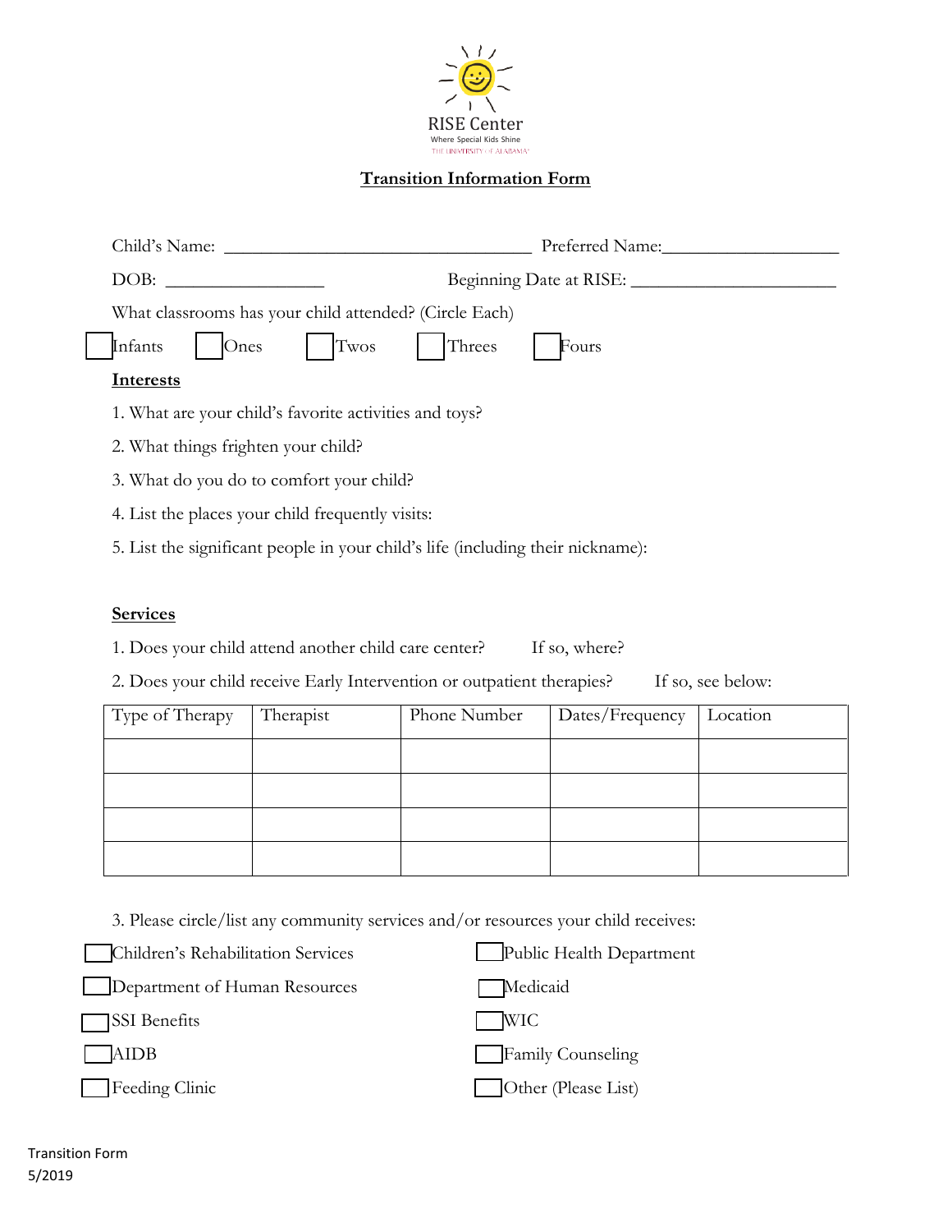RISE Center
Where Special Kids Shine
THE UNIVERSITY OF ALABAMA

# Transition Information Form

Child's Name: ________________________________ Preferred Name:__________________

DOB: ________________ Beginning Date at RISE: ____________________

What classrooms has your child attended? (Circle Each)

☐ Infants ☐ Ones ☐ Twos ☐ Threes ☐ Fours

## Interests

1. What are your child's favorite activities and toys?
2. What things frighten your child?
3. What do you do to comfort your child?
4. List the places your child frequently visits:
5. List the significant people in your child's life (including their nickname):

## Services

1. Does your child attend another child care center? If so, where?
2. Does your child receive Early Intervention or outpatient therapies? If so, see below:

| Type of Therapy | Therapist | Phone Number | Dates/Frequency | Location |
|---|---|---|---|---|
| | | | | |
| | | | | |
| | | | | |
| | | | | |

3. Please circle/list any community services and/or resources your child receives:

☐ Children's Rehabilitation Services
☐ Department of Human Resources
☐ SSI Benefits
☐ AIDB
☐ Feeding Clinic
☐ Public Health Department
☐ Medicaid
☐ WIC
☐ Family Counseling
☐ Other (Please List)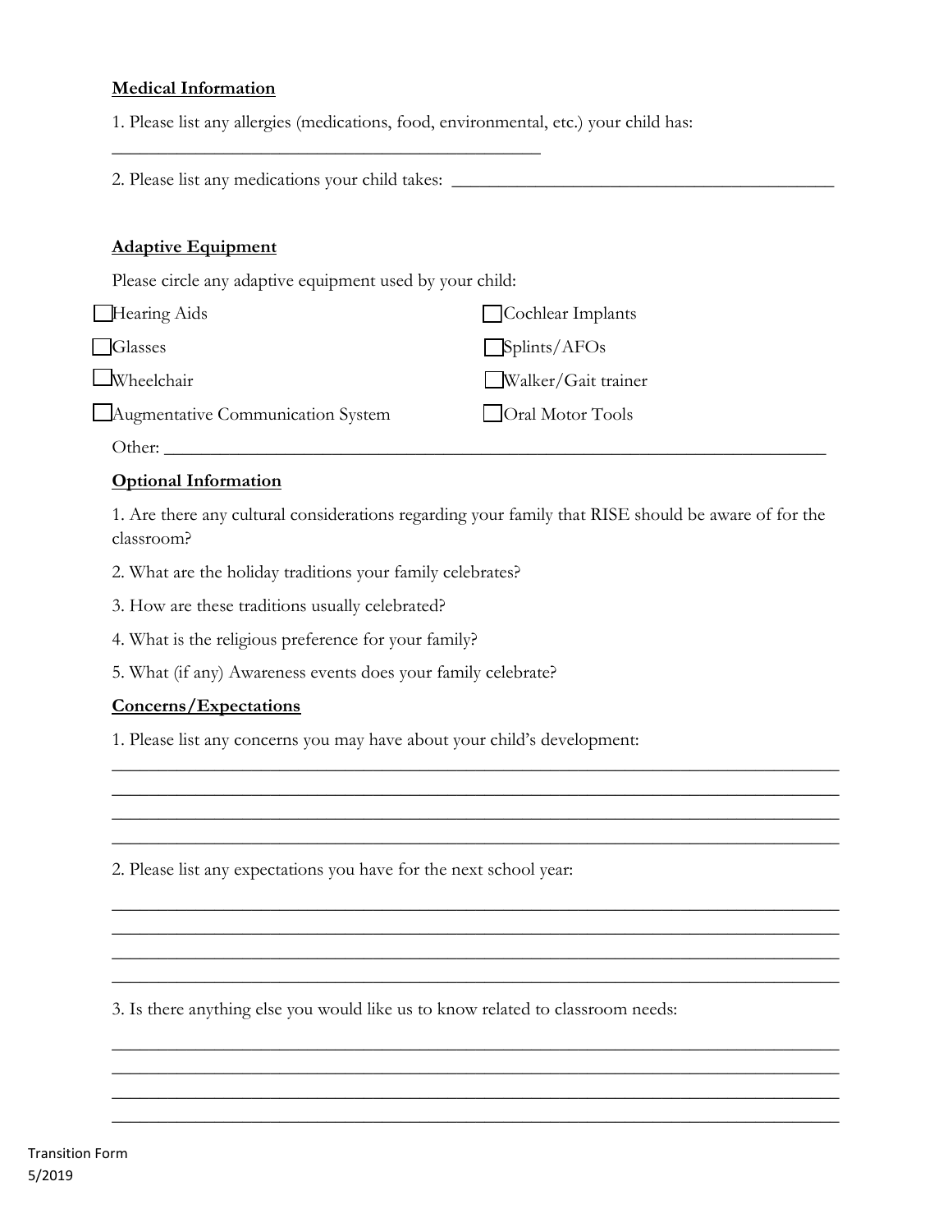**Medical Information**

1. Please list any allergies (medications, food, environmental, etc.) your child has:

_______________________________________________

2. Please list any medications your child takes: ___________________________________________

**Adaptive Equipment**

Please circle any adaptive equipment used by your child:

- ☐ Hearing Aids
- ☐ Cochlear Implants
- ☐ Glasses
- ☐ Splints/AFOs
- ☐ Wheelchair
- ☐ Walker/Gait trainer
- ☐ Augmentative Communication System
- ☐ Oral Motor Tools

Other: ___________________________________________________________________________

**Optional Information**

1. Are there any cultural considerations regarding your family that RISE should be aware of for the classroom?

2. What are the holiday traditions your family celebrates?

3. How are these traditions usually celebrated?

4. What is the religious preference for your family?

5. What (if any) Awareness events does your family celebrate?

**Concerns/Expectations**

1. Please list any concerns you may have about your child's development:

___________________________________________________________________________
___________________________________________________________________________
___________________________________________________________________________
___________________________________________________________________________

2. Please list any expectations you have for the next school year:

___________________________________________________________________________
___________________________________________________________________________
___________________________________________________________________________
___________________________________________________________________________

3. Is there anything else you would like us to know related to classroom needs:

___________________________________________________________________________
___________________________________________________________________________
___________________________________________________________________________
___________________________________________________________________________

Transition Form
5/2019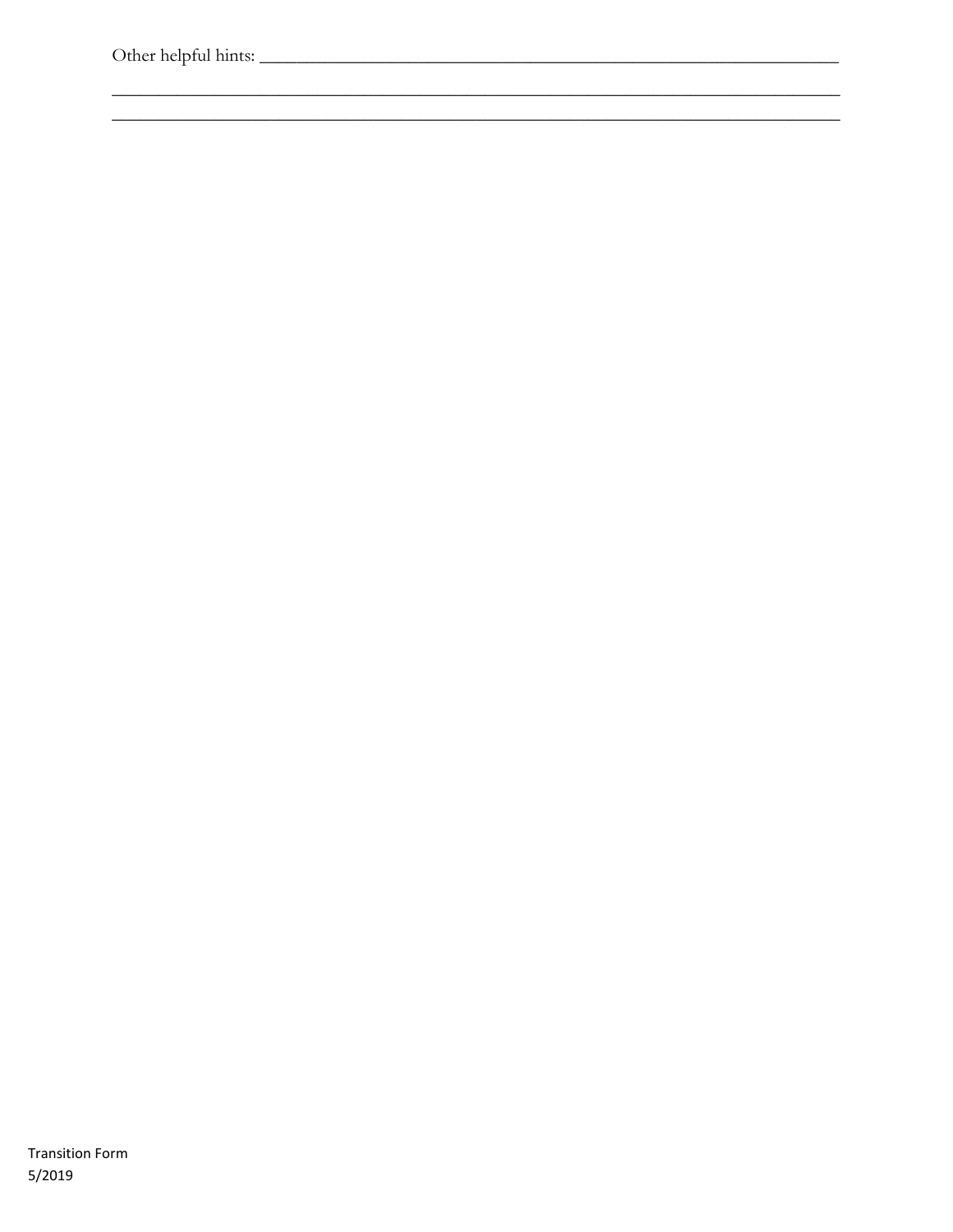Other helpful hints: ___________________________________________________________________

______________________________________________________________________________

______________________________________________________________________________